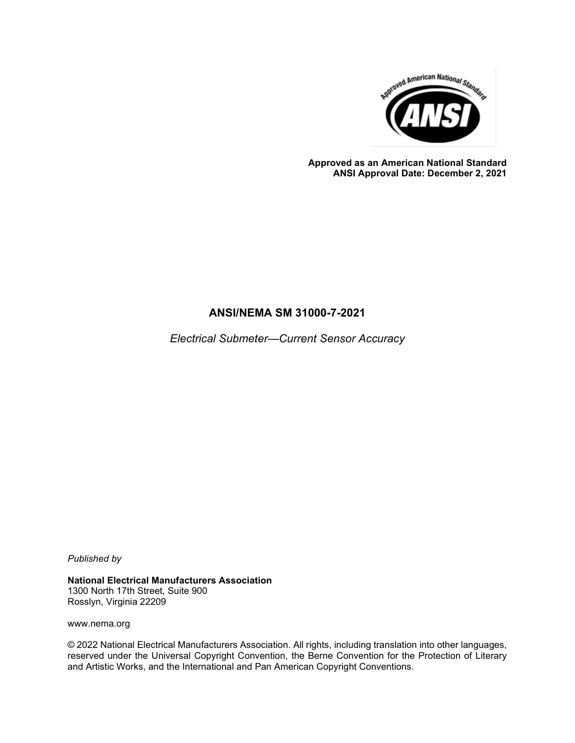**Approved as an American National Standard**
**ANSI Approval Date: December 2, 2021**

# ANSI/NEMA SM 31000-7-2021

*Electrical Submeter—Current Sensor Accuracy*

*Published by*

**National Electrical Manufacturers Association**
1300 North 17th Street, Suite 900
Rosslyn, Virginia 22209

www.nema.org

© 2022 National Electrical Manufacturers Association. All rights, including translation into other languages, reserved under the Universal Copyright Convention, the Berne Convention for the Protection of Literary and Artistic Works, and the International and Pan American Copyright Conventions.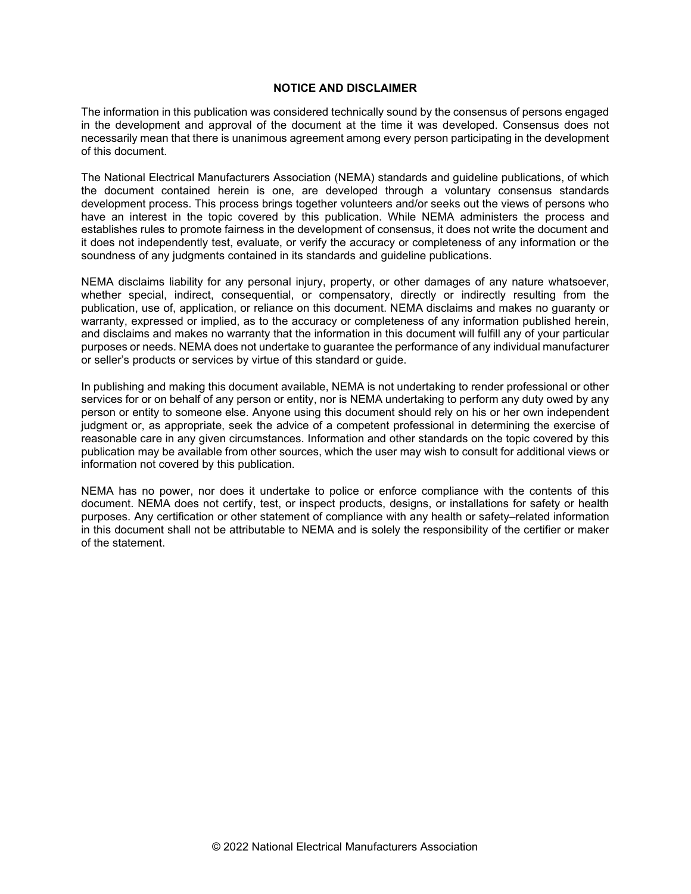## NOTICE AND DISCLAIMER

The information in this publication was considered technically sound by the consensus of persons engaged in the development and approval of the document at the time it was developed. Consensus does not necessarily mean that there is unanimous agreement among every person participating in the development of this document.

The National Electrical Manufacturers Association (NEMA) standards and guideline publications, of which the document contained herein is one, are developed through a voluntary consensus standards development process. This process brings together volunteers and/or seeks out the views of persons who have an interest in the topic covered by this publication. While NEMA administers the process and establishes rules to promote fairness in the development of consensus, it does not write the document and it does not independently test, evaluate, or verify the accuracy or completeness of any information or the soundness of any judgments contained in its standards and guideline publications.

NEMA disclaims liability for any personal injury, property, or other damages of any nature whatsoever, whether special, indirect, consequential, or compensatory, directly or indirectly resulting from the publication, use of, application, or reliance on this document. NEMA disclaims and makes no guaranty or warranty, expressed or implied, as to the accuracy or completeness of any information published herein, and disclaims and makes no warranty that the information in this document will fulfill any of your particular purposes or needs. NEMA does not undertake to guarantee the performance of any individual manufacturer or seller's products or services by virtue of this standard or guide.

In publishing and making this document available, NEMA is not undertaking to render professional or other services for or on behalf of any person or entity, nor is NEMA undertaking to perform any duty owed by any person or entity to someone else. Anyone using this document should rely on his or her own independent judgment or, as appropriate, seek the advice of a competent professional in determining the exercise of reasonable care in any given circumstances. Information and other standards on the topic covered by this publication may be available from other sources, which the user may wish to consult for additional views or information not covered by this publication.

NEMA has no power, nor does it undertake to police or enforce compliance with the contents of this document. NEMA does not certify, test, or inspect products, designs, or installations for safety or health purposes. Any certification or other statement of compliance with any health or safety–related information in this document shall not be attributable to NEMA and is solely the responsibility of the certifier or maker of the statement.

© 2022 National Electrical Manufacturers Association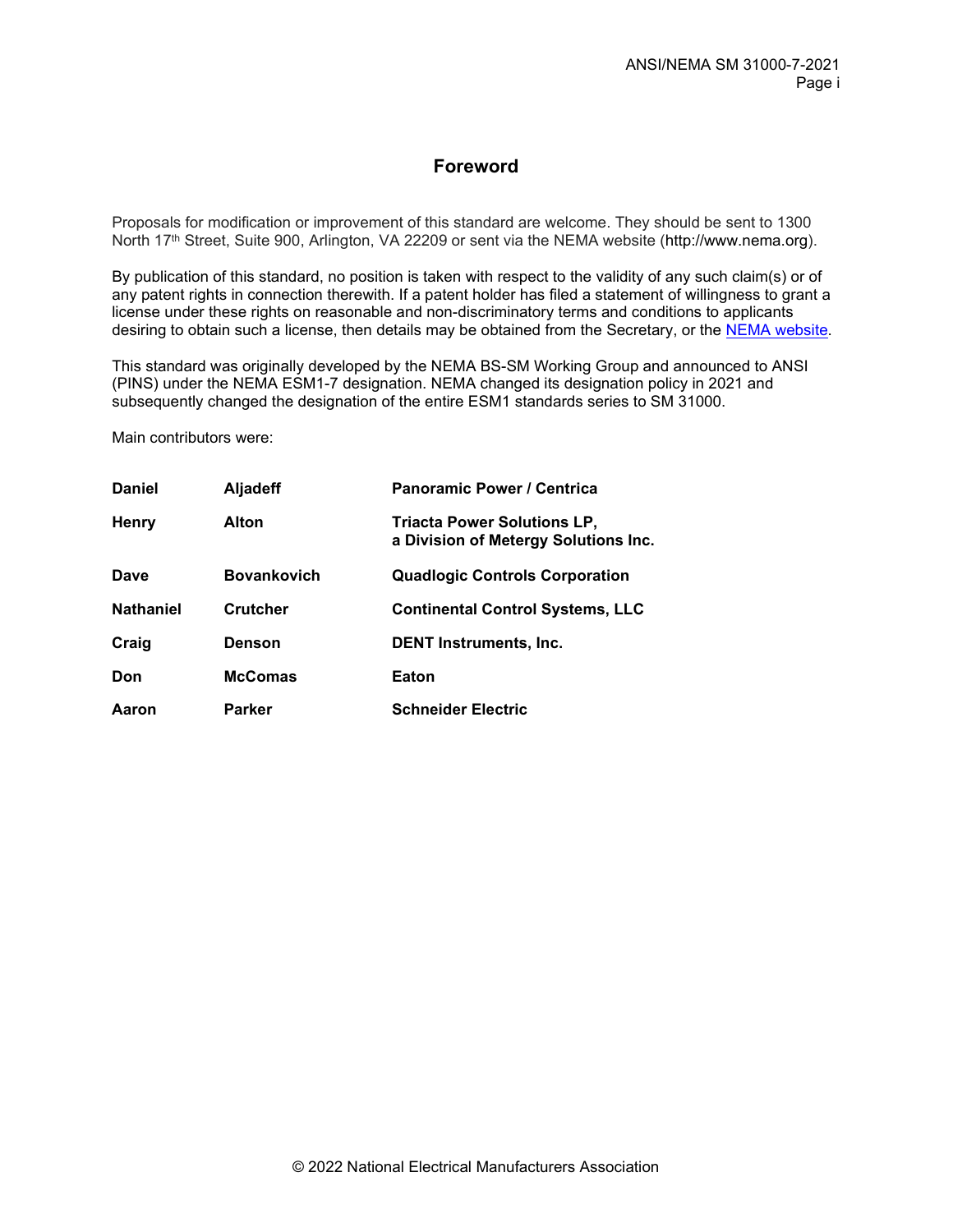# Foreword

Proposals for modification or improvement of this standard are welcome. They should be sent to 1300 North 17th Street, Suite 900, Arlington, VA 22209 or sent via the NEMA website (http://www.nema.org).

By publication of this standard, no position is taken with respect to the validity of any such claim(s) or of any patent rights in connection therewith. If a patent holder has filed a statement of willingness to grant a license under these rights on reasonable and non-discriminatory terms and conditions to applicants desiring to obtain such a license, then details may be obtained from the Secretary, or the NEMA website.

This standard was originally developed by the NEMA BS-SM Working Group and announced to ANSI (PINS) under the NEMA ESM1-7 designation. NEMA changed its designation policy in 2021 and subsequently changed the designation of the entire ESM1 standards series to SM 31000.

Main contributors were:

| | | |
|---|---|---|
| **Daniel** | **Aljadeff** | **Panoramic Power / Centrica** |
| **Henry** | **Alton** | **Triacta Power Solutions LP, a Division of Metergy Solutions Inc.** |
| **Dave** | **Bovankovich** | **Quadlogic Controls Corporation** |
| **Nathaniel** | **Crutcher** | **Continental Control Systems, LLC** |
| **Craig** | **Denson** | **DENT Instruments, Inc.** |
| **Don** | **McComas** | **Eaton** |
| **Aaron** | **Parker** | **Schneider Electric** |

© 2022 National Electrical Manufacturers Association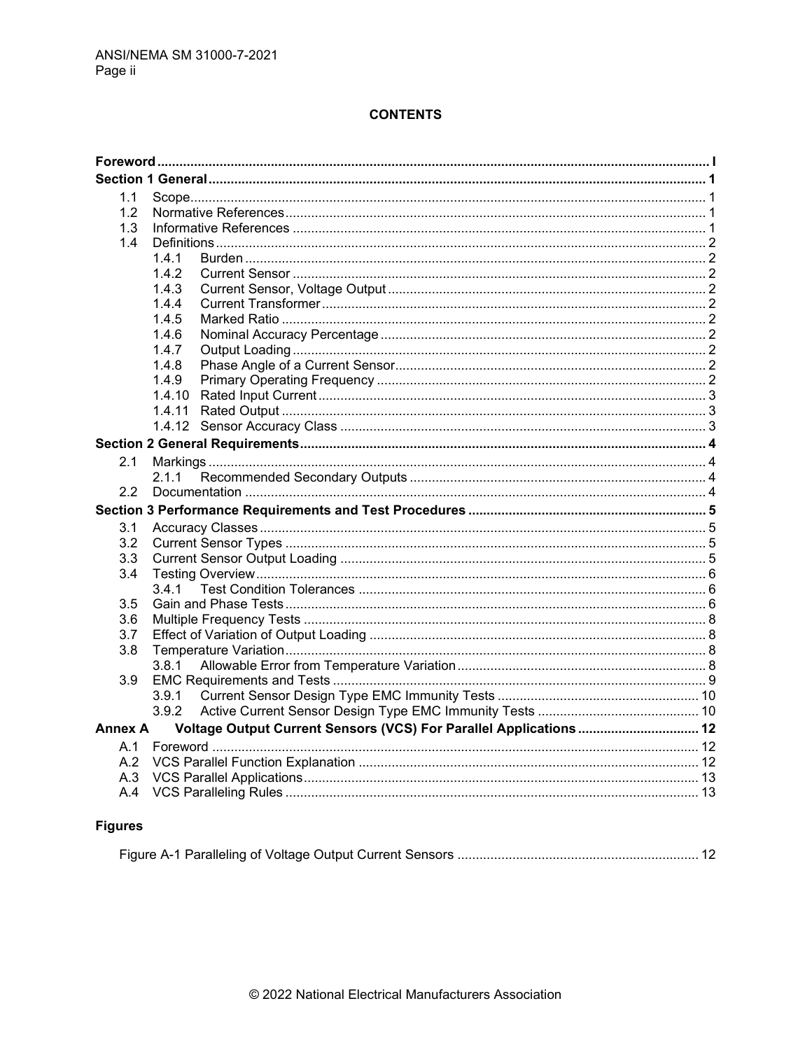**CONTENTS**

| | | |
|---|---|---|
| **Foreword** | | **I** |
| **Section 1 General** | | **1** |
| 1.1 | Scope | 1 |
| 1.2 | Normative References | 1 |
| 1.3 | Informative References | 1 |
| 1.4 | Definitions | 2 |
| | 1.4.1 Burden | 2 |
| | 1.4.2 Current Sensor | 2 |
| | 1.4.3 Current Sensor, Voltage Output | 2 |
| | 1.4.4 Current Transformer | 2 |
| | 1.4.5 Marked Ratio | 2 |
| | 1.4.6 Nominal Accuracy Percentage | 2 |
| | 1.4.7 Output Loading | 2 |
| | 1.4.8 Phase Angle of a Current Sensor | 2 |
| | 1.4.9 Primary Operating Frequency | 2 |
| | 1.4.10 Rated Input Current | 3 |
| | 1.4.11 Rated Output | 3 |
| | 1.4.12 Sensor Accuracy Class | 3 |
| **Section 2 General Requirements** | | **4** |
| 2.1 | Markings | 4 |
| | 2.1.1 Recommended Secondary Outputs | 4 |
| 2.2 | Documentation | 4 |
| **Section 3 Performance Requirements and Test Procedures** | | **5** |
| 3.1 | Accuracy Classes | 5 |
| 3.2 | Current Sensor Types | 5 |
| 3.3 | Current Sensor Output Loading | 5 |
| 3.4 | Testing Overview | 6 |
| | 3.4.1 Test Condition Tolerances | 6 |
| 3.5 | Gain and Phase Tests | 6 |
| 3.6 | Multiple Frequency Tests | 8 |
| 3.7 | Effect of Variation of Output Loading | 8 |
| 3.8 | Temperature Variation | 8 |
| | 3.8.1 Allowable Error from Temperature Variation | 8 |
| 3.9 | EMC Requirements and Tests | 9 |
| | 3.9.1 Current Sensor Design Type EMC Immunity Tests | 10 |
| | 3.9.2 Active Current Sensor Design Type EMC Immunity Tests | 10 |
| **Annex A** | **Voltage Output Current Sensors (VCS) For Parallel Applications** | **12** |
| A.1 | Foreword | 12 |
| A.2 | VCS Parallel Function Explanation | 12 |
| A.3 | VCS Parallel Applications | 13 |
| A.4 | VCS Paralleling Rules | 13 |

**Figures**

Figure A-1 Paralleling of Voltage Output Current Sensors ........ 12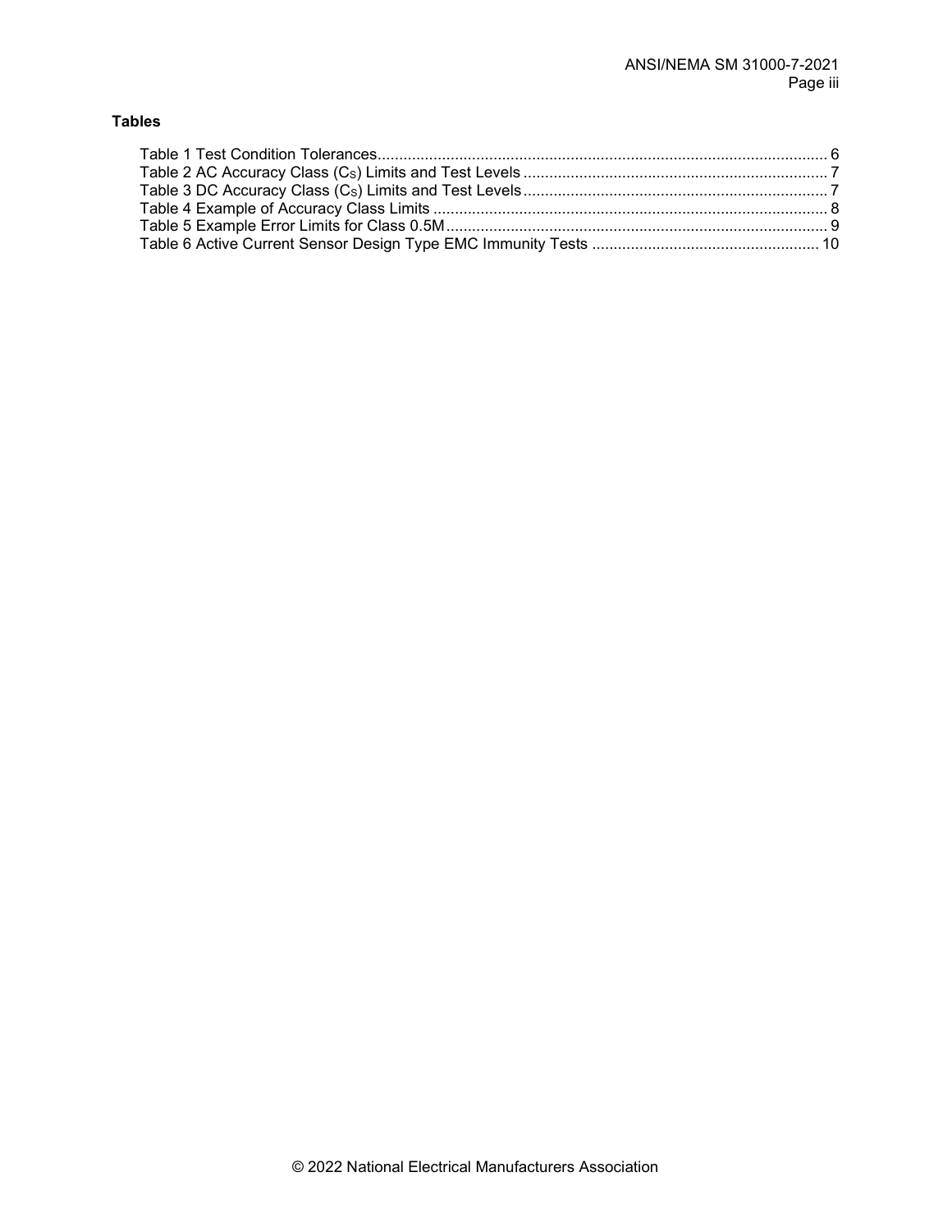**Tables**

Table 1 Test Condition Tolerances........................................................................................................ 6
Table 2 AC Accuracy Class ($C_S$) Limits and Test Levels ...................................................................... 7
Table 3 DC Accuracy Class ($C_S$) Limits and Test Levels ...................................................................... 7
Table 4 Example of Accuracy Class Limits ........................................................................................... 8
Table 5 Example Error Limits for Class 0.5M ........................................................................................ 9
Table 6 Active Current Sensor Design Type EMC Immunity Tests .................................................... 10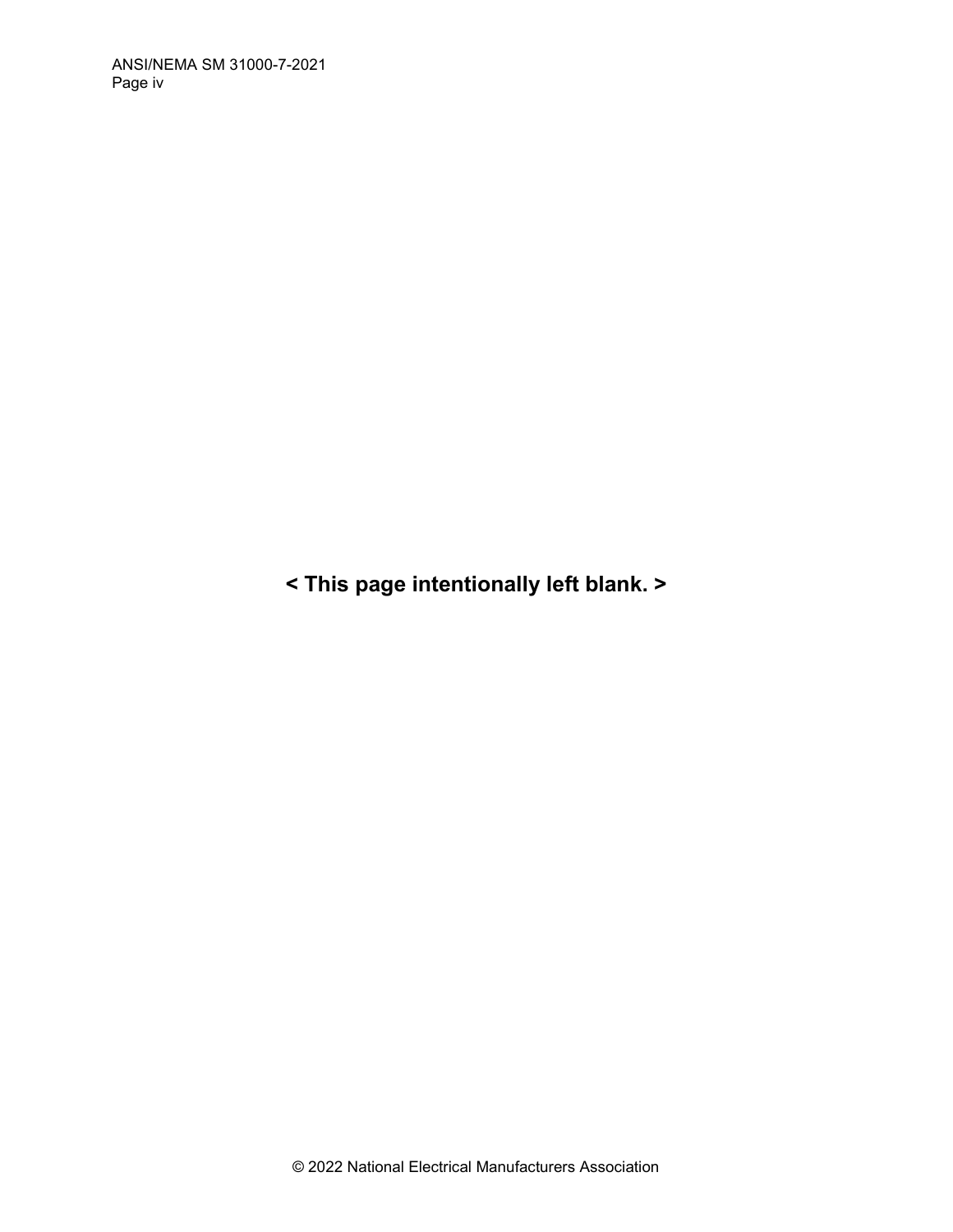< This page intentionally left blank. >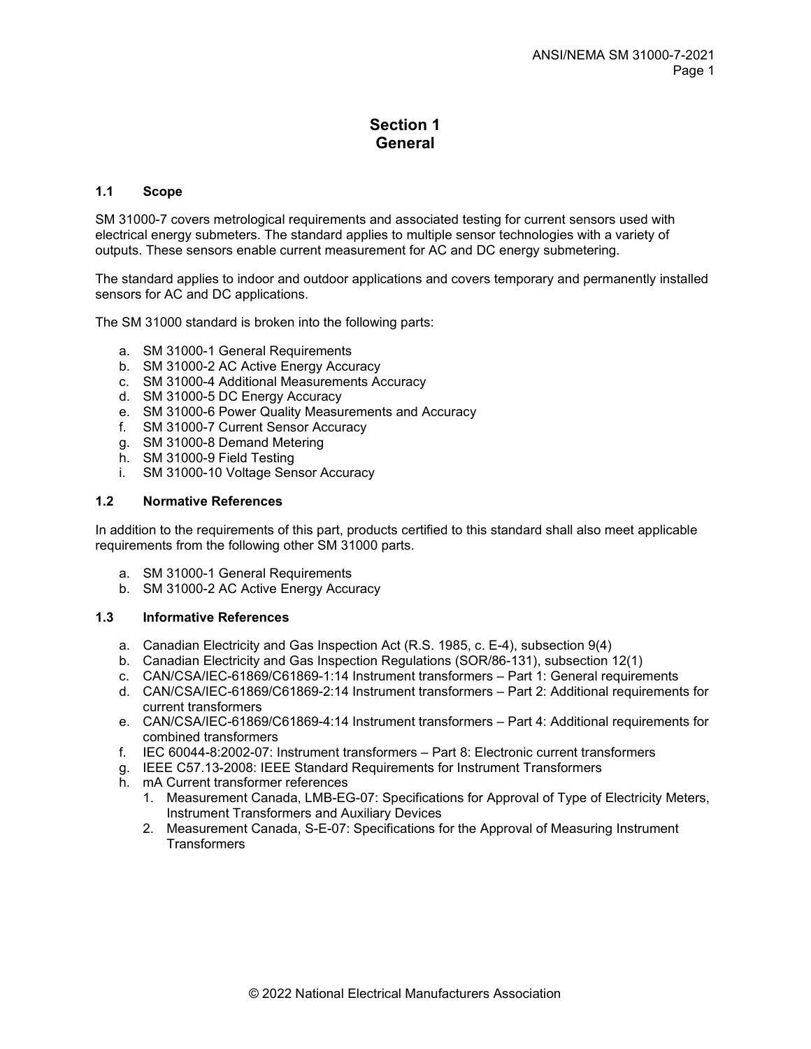# Section 1
# General

## 1.1 Scope

SM 31000-7 covers metrological requirements and associated testing for current sensors used with electrical energy submeters. The standard applies to multiple sensor technologies with a variety of outputs. These sensors enable current measurement for AC and DC energy submetering.

The standard applies to indoor and outdoor applications and covers temporary and permanently installed sensors for AC and DC applications.

The SM 31000 standard is broken into the following parts:

a. SM 31000-1 General Requirements
b. SM 31000-2 AC Active Energy Accuracy
c. SM 31000-4 Additional Measurements Accuracy
d. SM 31000-5 DC Energy Accuracy
e. SM 31000-6 Power Quality Measurements and Accuracy
f. SM 31000-7 Current Sensor Accuracy
g. SM 31000-8 Demand Metering
h. SM 31000-9 Field Testing
i. SM 31000-10 Voltage Sensor Accuracy

## 1.2 Normative References

In addition to the requirements of this part, products certified to this standard shall also meet applicable requirements from the following other SM 31000 parts.

a. SM 31000-1 General Requirements
b. SM 31000-2 AC Active Energy Accuracy

## 1.3 Informative References

a. Canadian Electricity and Gas Inspection Act (R.S. 1985, c. E-4), subsection 9(4)
b. Canadian Electricity and Gas Inspection Regulations (SOR/86-131), subsection 12(1)
c. CAN/CSA/IEC-61869/C61869-1:14 Instrument transformers – Part 1: General requirements
d. CAN/CSA/IEC-61869/C61869-2:14 Instrument transformers – Part 2: Additional requirements for current transformers
e. CAN/CSA/IEC-61869/C61869-4:14 Instrument transformers – Part 4: Additional requirements for combined transformers
f. IEC 60044-8:2002-07: Instrument transformers – Part 8: Electronic current transformers
g. IEEE C57.13-2008: IEEE Standard Requirements for Instrument Transformers
h. mA Current transformer references
   1. Measurement Canada, LMB-EG-07: Specifications for Approval of Type of Electricity Meters, Instrument Transformers and Auxiliary Devices
   2. Measurement Canada, S-E-07: Specifications for the Approval of Measuring Instrument Transformers